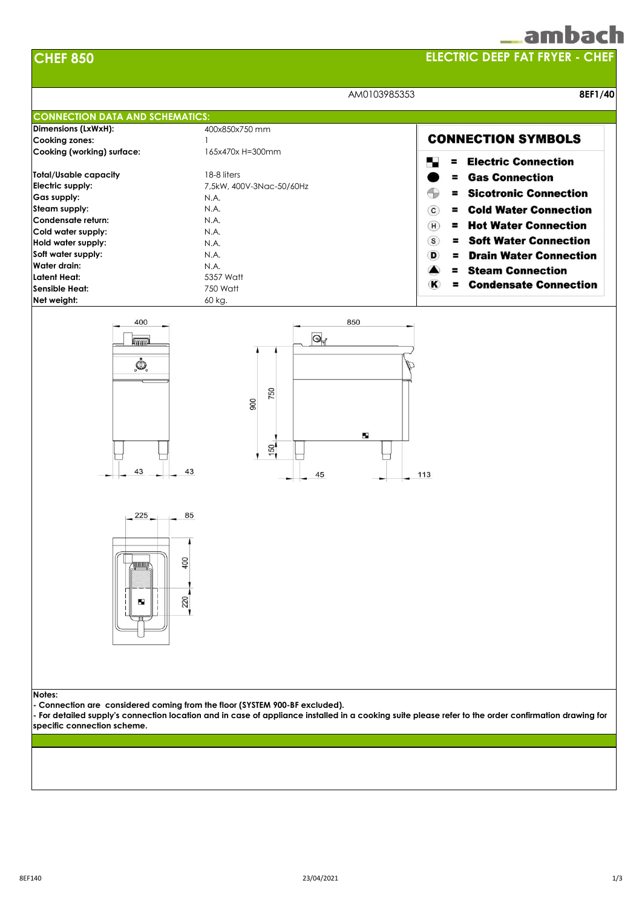# CHEF 850

## ELECTRIC DEEP FAT FRYER - CHEF

AM0103985353 **8EF1/40**

## CONNECTION DATA AND SCHEMATICS:

| | |
|---|---|
| **Dimensions (LxWxH):** | 400x850x750 mm |
| **Cooking zones:** | 1 |
| **Cooking (working) surface:** | 165x470x H=300mm |
| **Total/Usable capacity** | 18-8 liters |
| **Electric supply:** | 7,5kW, 400V-3Nac-50/60Hz |
| **Gas supply:** | N.A. |
| **Steam supply:** | N.A. |
| **Condensate return:** | N.A. |
| **Cold water supply:** | N.A. |
| **Hold water supply:** | N.A. |
| **Soft water supply:** | N.A. |
| **Water drain:** | N.A. |
| **Latent Heat:** | 5357 Watt |
| **Sensible Heat:** | 750 Watt |
| **Net weight:** | 60 kg. |

### CONNECTION SYMBOLS

- = **Electric Connection**
- = **Gas Connection**
- = **Sicotronic Connection**
- (C) = **Cold Water Connection**
- (H) = **Hot Water Connection**
- (S) = **Soft Water Connection**
- (D) = **Drain Water Connection**
- = **Steam Connection**
- (K) = **Condensate Connection**

**Notes:**

**- Connection are considered coming from the floor (SYSTEM 900-BF excluded).**

**- For detailed supply's connection location and in case of appliance installed in a cooking suite please refer to the order confirmation drawing for specific connection scheme.**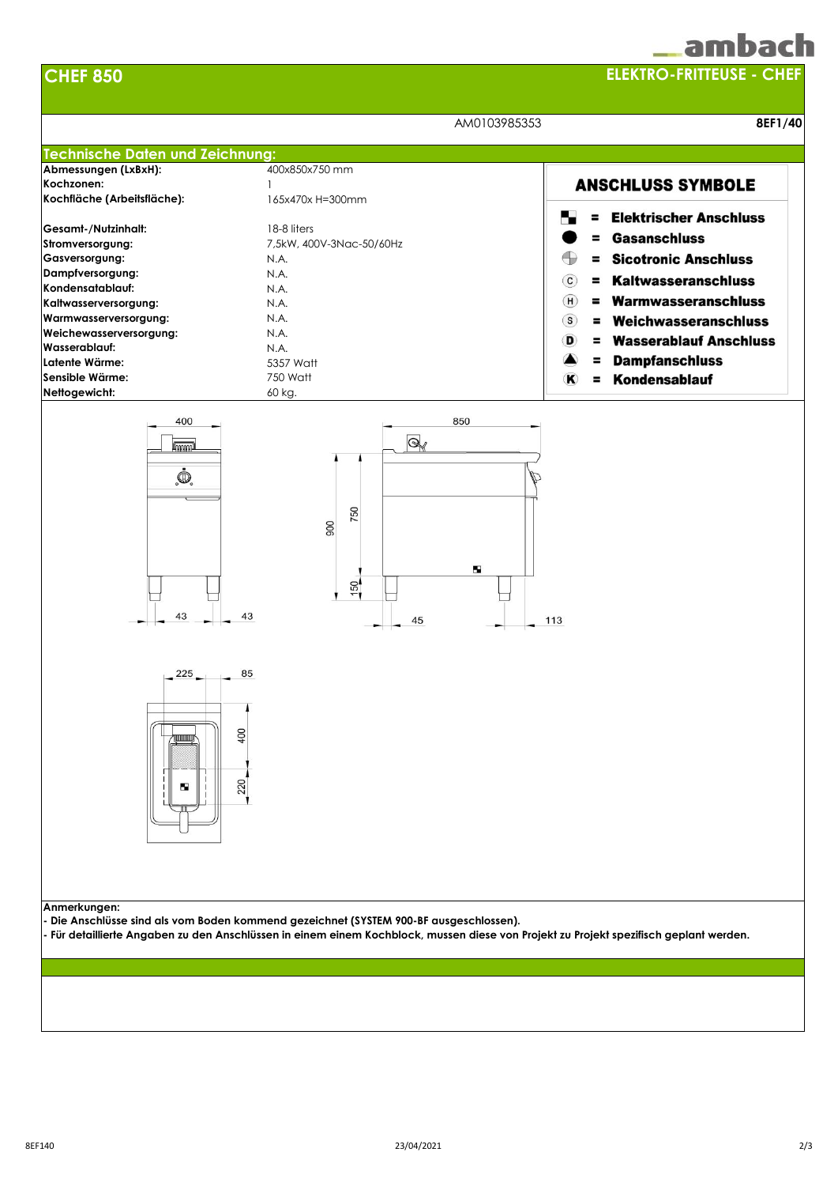# CHEF 850

## ELEKTRO-FRITTEUSE - CHEF

AM0103985353 **8EF1/40**

## Technische Daten und Zeichnung:

| | |
|---|---|
| **Abmessungen (LxBxH):** | 400x850x750 mm |
| **Kochzonen:** | 1 |
| **Kochfläche (Arbeitsfläche):** | 165x470x H=300mm |
| **Gesamt-/Nutzinhalt:** | 18-8 liters |
| **Stromversorgung:** | 7,5kW, 400V-3Nac-50/60Hz |
| **Gasversorgung:** | N.A. |
| **Dampfversorgung:** | N.A. |
| **Kondensatablauf:** | N.A. |
| **Kaltwasserversorgung:** | N.A. |
| **Warmwasserversorgung:** | N.A. |
| **Weichewasserversorgung:** | N.A. |
| **Wasserablauf:** | N.A. |
| **Latente Wärme:** | 5357 Watt |
| **Sensible Wärme:** | 750 Watt |
| **Nettogewicht:** | 60 kg. |

### ANSCHLUSS SYMBOLE

- **= Elektrischer Anschluss**
- **= Gasanschluss**
- **= Sicotronic Anschluss**
- **(C) = Kaltwasseranschluss**
- **(H) = Warmwasseranschluss**
- **(S) = Weichwasseranschluss**
- **(D) = Wasserablauf Anschluss**
- **= Dampfanschluss**
- **(K) = Kondensablauf**

400 43 43 850 900 750 150 45 113 225 85 400 220

**Anmerkungen:**

- **Die Anschlüsse sind als vom Boden kommend gezeichnet (SYSTEM 900-BF ausgeschlossen).**
- **Für detaillierte Angaben zu den Anschlüssen in einem einem Kochblock, mussen diese von Projekt zu Projekt spezifisch geplant werden.**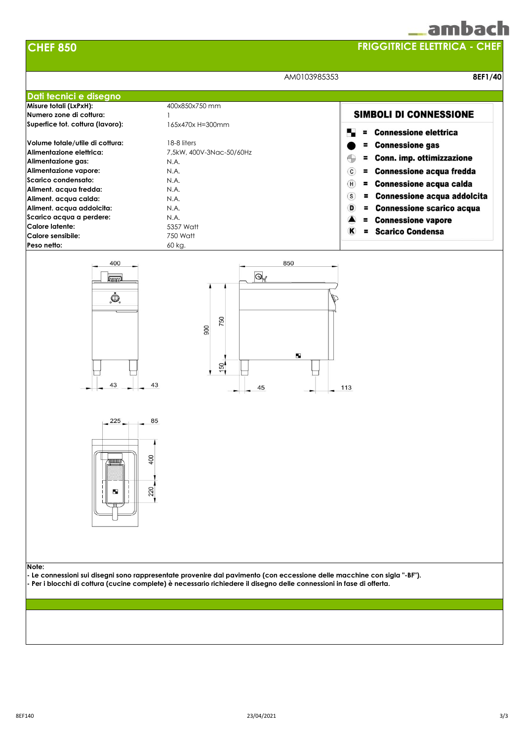# CHEF 850

## FRIGGITRICE ELETTRICA - CHEF

AM0103985353 **8EF1/40**

## Dati tecnici e disegno

| | |
|---|---|
| **Misure totali (LxPxH):** | 400x850x750 mm |
| **Numero zone di cottura:** | 1 |
| **Superfice tot. cottura (lavoro):** | 165x470x H=300mm |
| **Volume totale/utile di cottura:** | 18-8 liters |
| **Alimentazione elettrica:** | 7,5kW, 400V-3Nac-50/60Hz |
| **Alimentazione gas:** | N.A. |
| **Alimentazione vapore:** | N.A. |
| **Scarico condensato:** | N.A. |
| **Aliment. acqua fredda:** | N.A. |
| **Aliment. acqua calda:** | N.A. |
| **Aliment. acqua addolcita:** | N.A. |
| **Scarico acqua a perdere:** | N.A. |
| **Calore latente:** | 5357 Watt |
| **Calore sensibile:** | 750 Watt |
| **Peso netto:** | 60 kg. |

### SIMBOLI DI CONNESSIONE

- = **Connessione elettrica**
- = **Connessione gas**
- = **Conn. imp. ottimizzazione**
- (C) = **Connessione acqua fredda**
- (H) = **Connessione acqua calda**
- (S) = **Connessione acqua addolcita**
- (D) = **Connessione scarico acqua**
- = **Connessione vapore**
- (K) = **Scarico Condensa**

400
43
43

850
900
750
150
45
113

225
85
400
220

**Note:**

- **Le connessioni sui disegni sono rappresentate provenire dal pavimento (con eccessione delle macchine con sigla "-BF").**
- **Per i blocchi di cottura (cucine complete) è necessario richiedere il disegno delle connessioni in fase di offerta.**

8EF140 23/04/2021